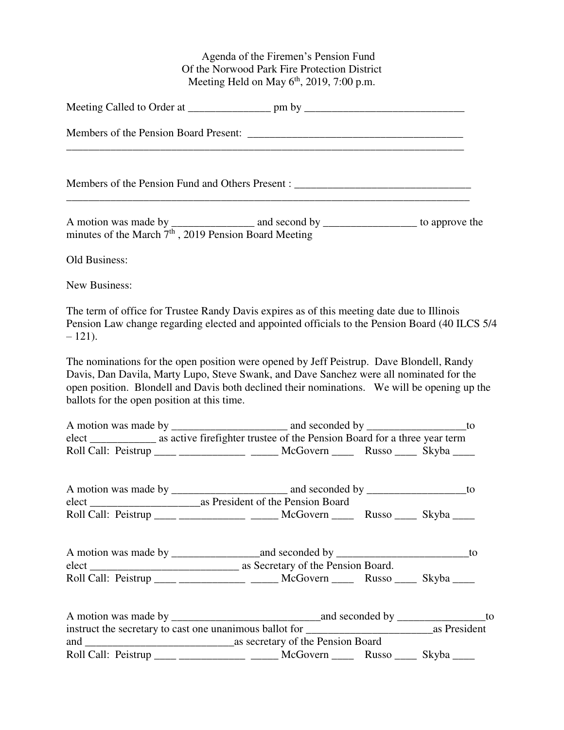Agenda of the Firemen's Pension Fund
Of the Norwood Park Fire Protection District
Meeting Held on May 6th, 2019, 7:00 p.m.

Meeting Called to Order at _______________ pm by _____________________________

Members of the Pension Board Present: ________________________________________
__________________________________________________________________________

Members of the Pension Fund and Others Present : ________________________________
__________________________________________________________________________

A motion was made by _______________ and second by _________________ to approve the minutes of the March 7th , 2019 Pension Board Meeting

Old Business:

New Business:

The term of office for Trustee Randy Davis expires as of this meeting date due to Illinois Pension Law change regarding elected and appointed officials to the Pension Board (40 ILCS 5/4 – 121).

The nominations for the open position were opened by Jeff Peistrup. Dave Blondell, Randy Davis, Dan Davila, Marty Lupo, Steve Swank, and Dave Sanchez were all nominated for the open position. Blondell and Davis both declined their nominations. We will be opening up the ballots for the open position at this time.

A motion was made by _____________________ and seconded by __________________to elect ____________ as active firefighter trustee of the Pension Board for a three year term
Roll Call: Peistrup ____ ____________ _____ McGovern ____ Russo ____ Skyba ____

A motion was made by _____________________ and seconded by __________________to elect ____________________as President of the Pension Board
Roll Call: Peistrup ____ ____________ _____ McGovern ____ Russo ____ Skyba ____

A motion was made by ________________and seconded by ________________________to elect ___________________________ as Secretary of the Pension Board.
Roll Call: Peistrup ____ ____________ _____ McGovern ____ Russo ____ Skyba ____

A motion was made by ___________________________and seconded by ________________to instruct the secretary to cast one unanimous ballot for _______________________as President and ___________________________as secretary of the Pension Board
Roll Call: Peistrup ____ ____________ _____ McGovern ____ Russo ____ Skyba ____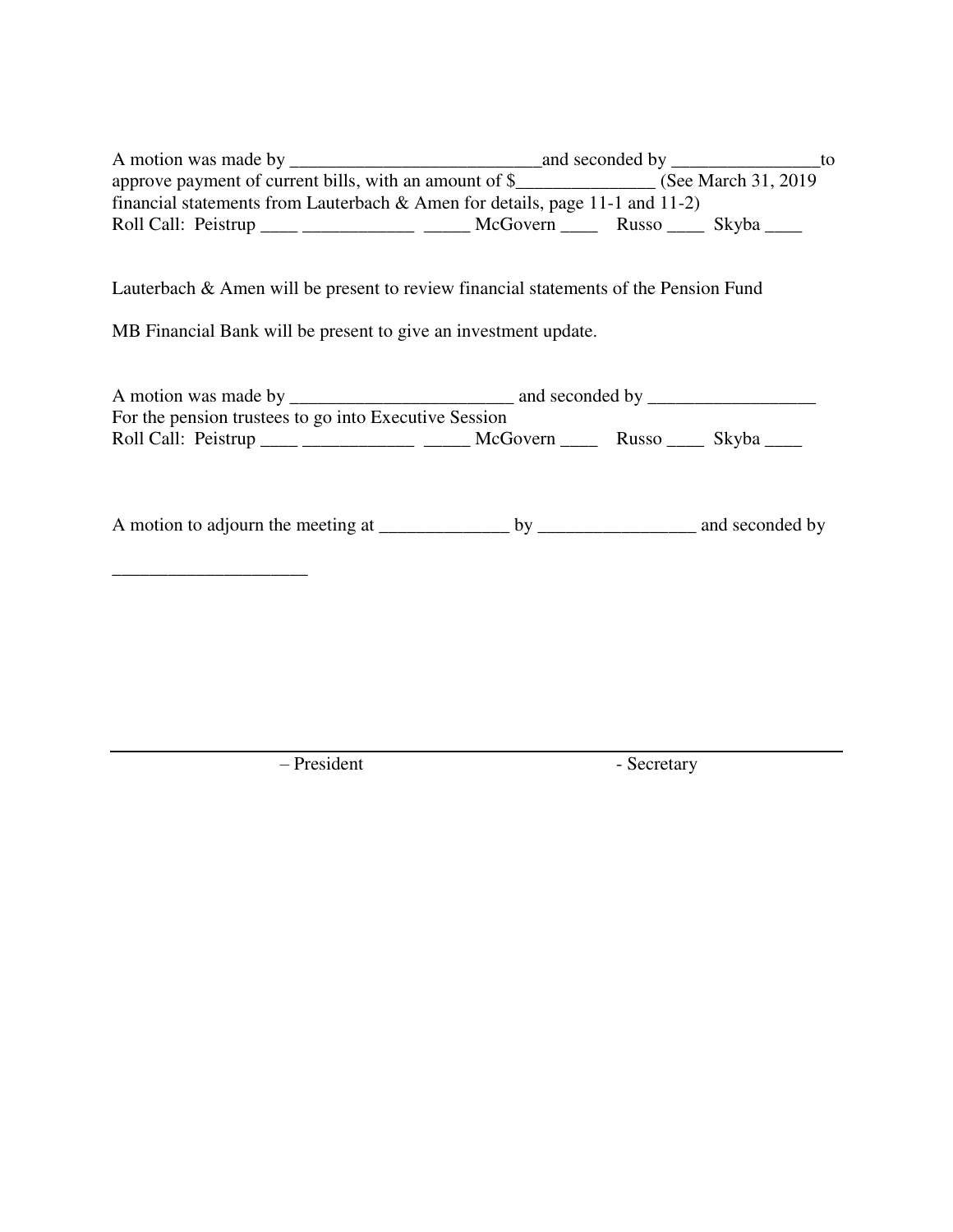A motion was made by ___________________________and seconded by ________________to approve payment of current bills, with an amount of $_______________ (See March 31, 2019 financial statements from Lauterbach & Amen for details, page 11-1 and 11-2)
Roll Call: Peistrup ____ ____________ _____ McGovern ____ Russo ____ Skyba ____

Lauterbach & Amen will be present to review financial statements of the Pension Fund

MB Financial Bank will be present to give an investment update.

A motion was made by ________________________ and seconded by __________________
For the pension trustees to go into Executive Session
Roll Call: Peistrup ____ ____________ _____ McGovern ____ Russo ____ Skyba ____

A motion to adjourn the meeting at ______________ by _________________ and seconded by

_____________________

– President - Secretary